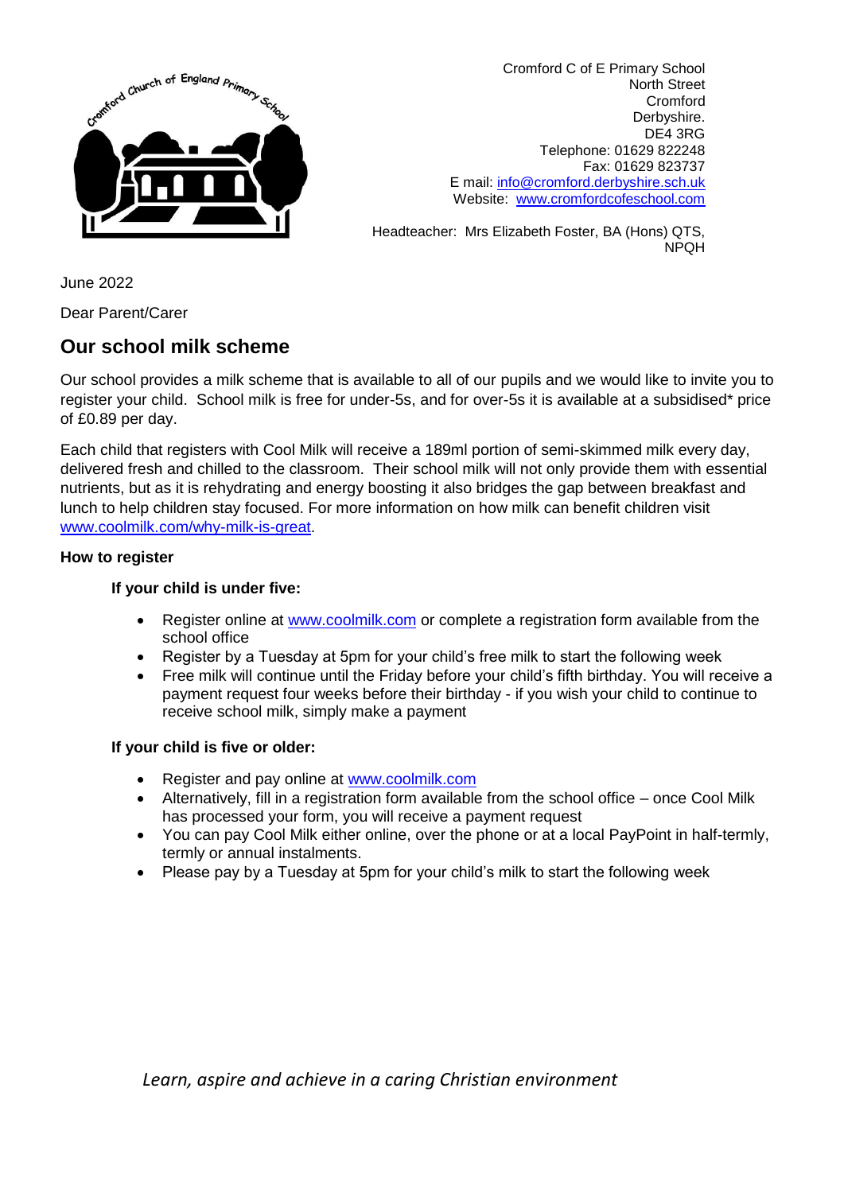Cromford C of E Primary School
North Street
Cromford
Derbyshire.
DE4 3RG
Telephone: 01629 822248
Fax: 01629 823737
E mail: info@cromford.derbyshire.sch.uk
Website: www.cromfordcofeschool.com

Headteacher: Mrs Elizabeth Foster, BA (Hons) QTS, NPQH

June 2022

Dear Parent/Carer

## Our school milk scheme

Our school provides a milk scheme that is available to all of our pupils and we would like to invite you to register your child. School milk is free for under-5s, and for over-5s it is available at a subsidised* price of £0.89 per day.

Each child that registers with Cool Milk will receive a 189ml portion of semi-skimmed milk every day, delivered fresh and chilled to the classroom. Their school milk will not only provide them with essential nutrients, but as it is rehydrating and energy boosting it also bridges the gap between breakfast and lunch to help children stay focused. For more information on how milk can benefit children visit www.coolmilk.com/why-milk-is-great.

**How to register**

**If your child is under five:**

- Register online at www.coolmilk.com or complete a registration form available from the school office
- Register by a Tuesday at 5pm for your child's free milk to start the following week
- Free milk will continue until the Friday before your child's fifth birthday. You will receive a payment request four weeks before their birthday - if you wish your child to continue to receive school milk, simply make a payment

**If your child is five or older:**

- Register and pay online at www.coolmilk.com
- Alternatively, fill in a registration form available from the school office – once Cool Milk has processed your form, you will receive a payment request
- You can pay Cool Milk either online, over the phone or at a local PayPoint in half-termly, termly or annual instalments.
- Please pay by a Tuesday at 5pm for your child's milk to start the following week

*Learn, aspire and achieve in a caring Christian environment*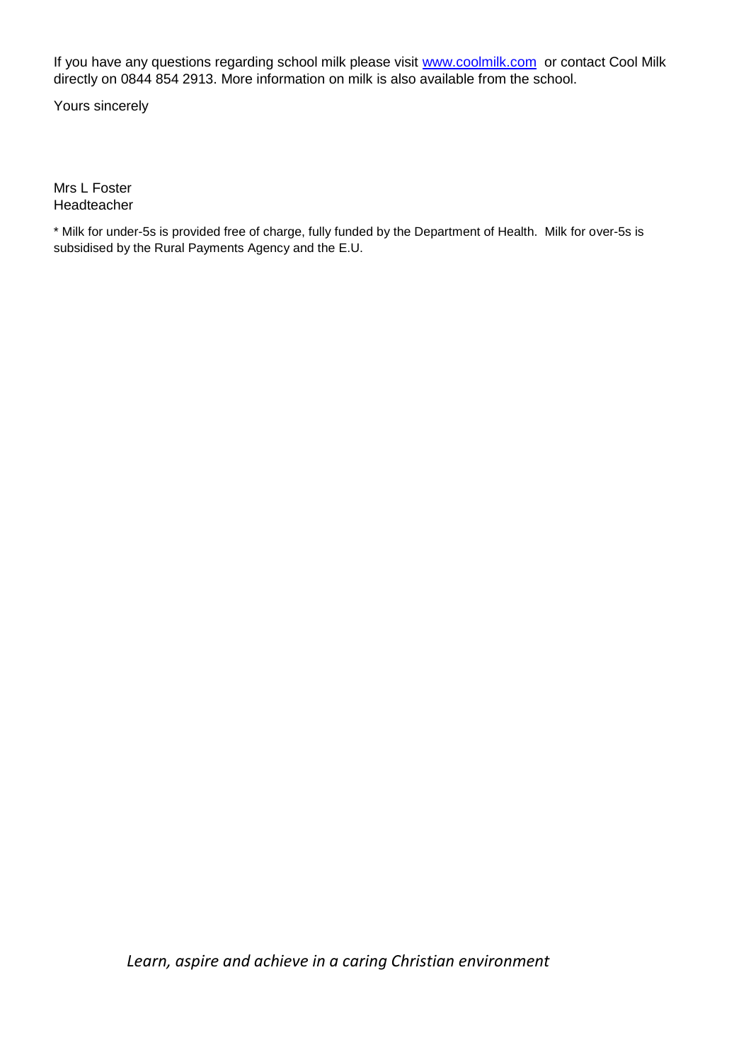If you have any questions regarding school milk please visit [www.coolmilk.com](http://www.coolmilk.com) or contact Cool Milk directly on 0844 854 2913. More information on milk is also available from the school.

Yours sincerely

Mrs L Foster
Headteacher

* Milk for under-5s is provided free of charge, fully funded by the Department of Health. Milk for over-5s is subsidised by the Rural Payments Agency and the E.U.

*Learn, aspire and achieve in a caring Christian environment*